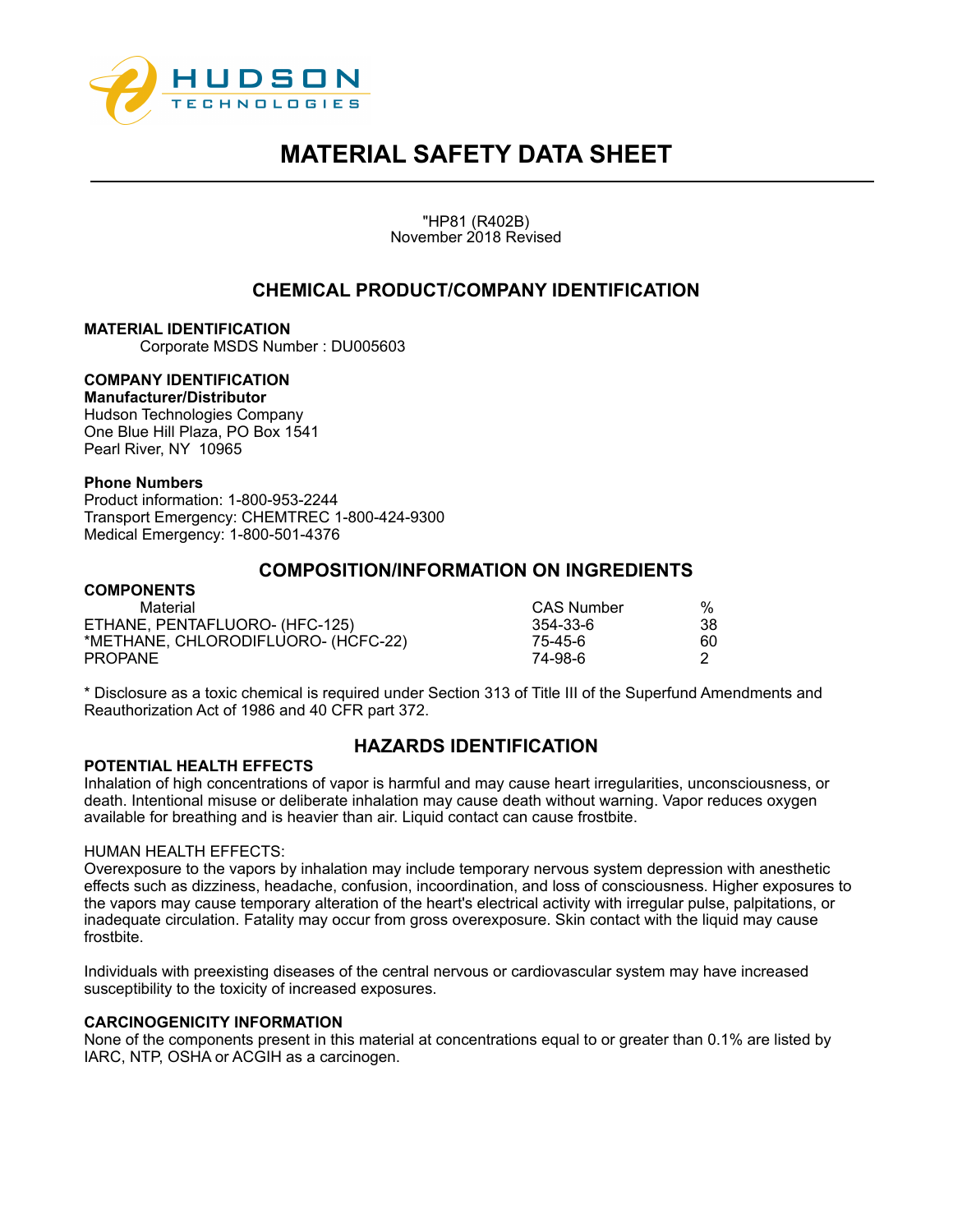HUDSON TECHNOLOGIES

# MATERIAL SAFETY DATA SHEET

"HP81 (R402B)
November 2018 Revised

## CHEMICAL PRODUCT/COMPANY IDENTIFICATION

**MATERIAL IDENTIFICATION**
Corporate MSDS Number : DU005603

**COMPANY IDENTIFICATION**
**Manufacturer/Distributor**
Hudson Technologies Company
One Blue Hill Plaza, PO Box 1541
Pearl River, NY 10965

**Phone Numbers**
Product information: 1-800-953-2244
Transport Emergency: CHEMTREC 1-800-424-9300
Medical Emergency: 1-800-501-4376

## COMPOSITION/INFORMATION ON INGREDIENTS

**COMPONENTS**

| Material | CAS Number | % |
|---|---|---|
| ETHANE, PENTAFLUORO- (HFC-125) | 354-33-6 | 38 |
| *METHANE, CHLORODIFLUORO- (HCFC-22) | 75-45-6 | 60 |
| PROPANE | 74-98-6 | 2 |

* Disclosure as a toxic chemical is required under Section 313 of Title III of the Superfund Amendments and Reauthorization Act of 1986 and 40 CFR part 372.

## HAZARDS IDENTIFICATION

**POTENTIAL HEALTH EFFECTS**
Inhalation of high concentrations of vapor is harmful and may cause heart irregularities, unconsciousness, or death. Intentional misuse or deliberate inhalation may cause death without warning. Vapor reduces oxygen available for breathing and is heavier than air. Liquid contact can cause frostbite.

HUMAN HEALTH EFFECTS:
Overexposure to the vapors by inhalation may include temporary nervous system depression with anesthetic effects such as dizziness, headache, confusion, incoordination, and loss of consciousness. Higher exposures to the vapors may cause temporary alteration of the heart's electrical activity with irregular pulse, palpitations, or inadequate circulation. Fatality may occur from gross overexposure. Skin contact with the liquid may cause frostbite.

Individuals with preexisting diseases of the central nervous or cardiovascular system may have increased susceptibility to the toxicity of increased exposures.

**CARCINOGENICITY INFORMATION**
None of the components present in this material at concentrations equal to or greater than 0.1% are listed by IARC, NTP, OSHA or ACGIH as a carcinogen.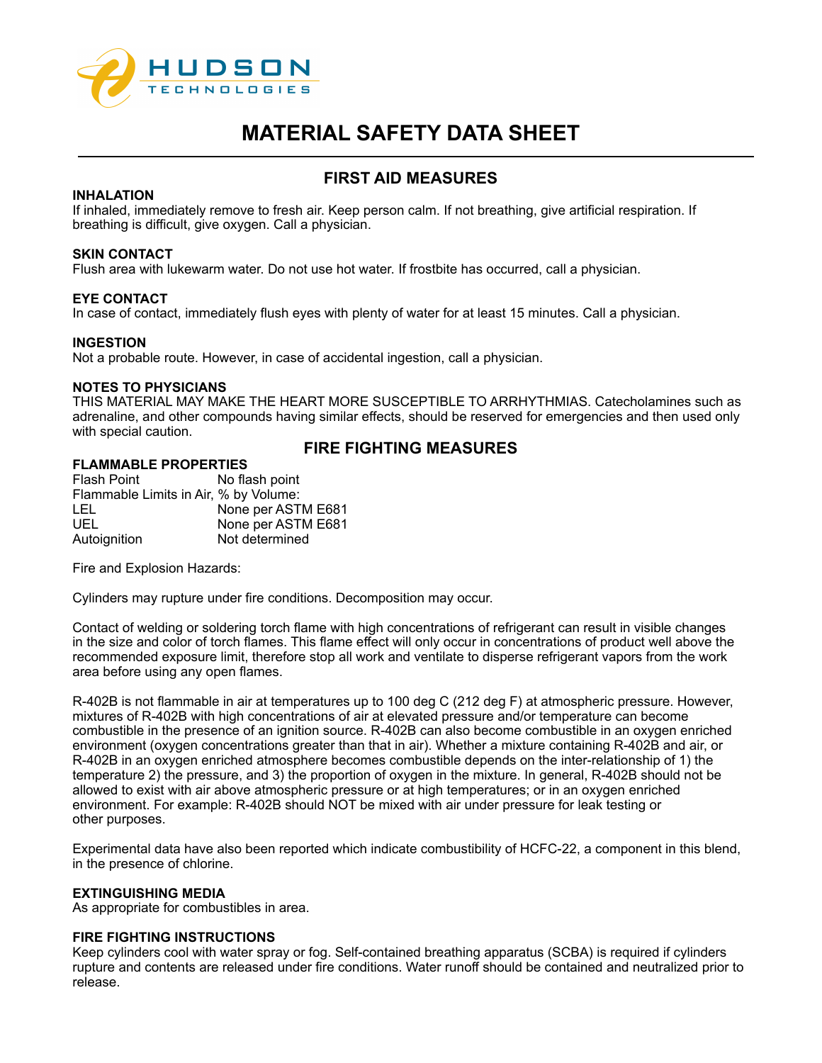# MATERIAL SAFETY DATA SHEET

## FIRST AID MEASURES

**INHALATION**

If inhaled, immediately remove to fresh air. Keep person calm. If not breathing, give artificial respiration. If breathing is difficult, give oxygen. Call a physician.

**SKIN CONTACT**

Flush area with lukewarm water. Do not use hot water. If frostbite has occurred, call a physician.

**EYE CONTACT**

In case of contact, immediately flush eyes with plenty of water for at least 15 minutes. Call a physician.

**INGESTION**

Not a probable route. However, in case of accidental ingestion, call a physician.

**NOTES TO PHYSICIANS**

THIS MATERIAL MAY MAKE THE HEART MORE SUSCEPTIBLE TO ARRHYTHMIAS. Catecholamines such as adrenaline, and other compounds having similar effects, should be reserved for emergencies and then used only with special caution.

## FIRE FIGHTING MEASURES

**FLAMMABLE PROPERTIES**

| | |
|---|---|
| Flash Point | No flash point |
| Flammable Limits in Air, % by Volume: | |
| LEL | None per ASTM E681 |
| UEL | None per ASTM E681 |
| Autoignition | Not determined |

Fire and Explosion Hazards:

Cylinders may rupture under fire conditions. Decomposition may occur.

Contact of welding or soldering torch flame with high concentrations of refrigerant can result in visible changes in the size and color of torch flames. This flame effect will only occur in concentrations of product well above the recommended exposure limit, therefore stop all work and ventilate to disperse refrigerant vapors from the work area before using any open flames.

R-402B is not flammable in air at temperatures up to 100 deg C (212 deg F) at atmospheric pressure. However, mixtures of R-402B with high concentrations of air at elevated pressure and/or temperature can become combustible in the presence of an ignition source. R-402B can also become combustible in an oxygen enriched environment (oxygen concentrations greater than that in air). Whether a mixture containing R-402B and air, or R-402B in an oxygen enriched atmosphere becomes combustible depends on the inter-relationship of 1) the temperature 2) the pressure, and 3) the proportion of oxygen in the mixture. In general, R-402B should not be allowed to exist with air above atmospheric pressure or at high temperatures; or in an oxygen enriched environment. For example: R-402B should NOT be mixed with air under pressure for leak testing or other purposes.

Experimental data have also been reported which indicate combustibility of HCFC-22, a component in this blend, in the presence of chlorine.

**EXTINGUISHING MEDIA**

As appropriate for combustibles in area.

**FIRE FIGHTING INSTRUCTIONS**

Keep cylinders cool with water spray or fog. Self-contained breathing apparatus (SCBA) is required if cylinders rupture and contents are released under fire conditions. Water runoff should be contained and neutralized prior to release.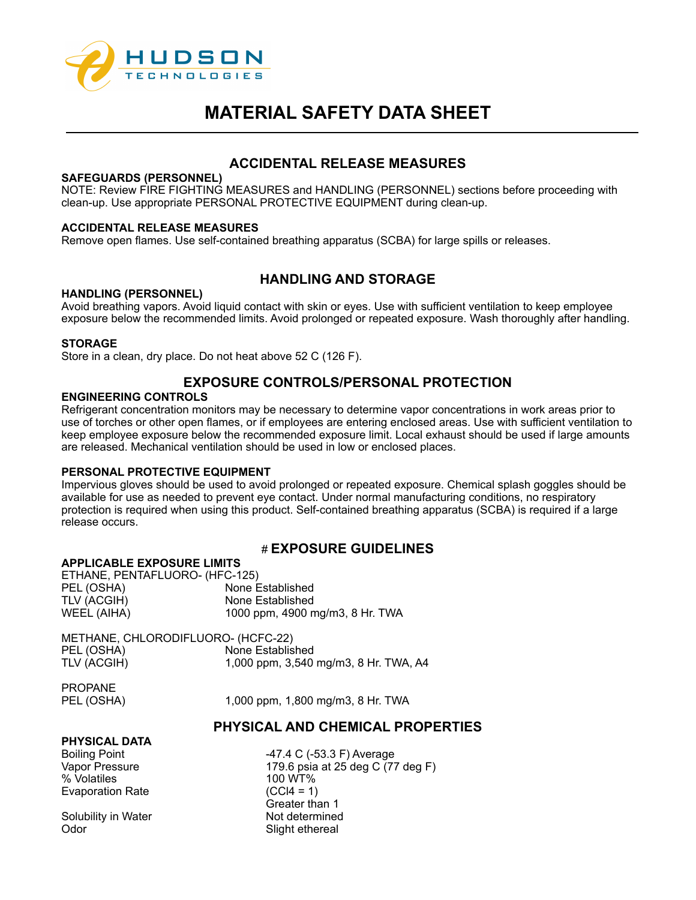# MATERIAL SAFETY DATA SHEET

## ACCIDENTAL RELEASE MEASURES

**SAFEGUARDS (PERSONNEL)**

NOTE: Review FIRE FIGHTING MEASURES and HANDLING (PERSONNEL) sections before proceeding with clean-up. Use appropriate PERSONAL PROTECTIVE EQUIPMENT during clean-up.

**ACCIDENTAL RELEASE MEASURES**

Remove open flames. Use self-contained breathing apparatus (SCBA) for large spills or releases.

## HANDLING AND STORAGE

**HANDLING (PERSONNEL)**

Avoid breathing vapors. Avoid liquid contact with skin or eyes. Use with sufficient ventilation to keep employee exposure below the recommended limits. Avoid prolonged or repeated exposure. Wash thoroughly after handling.

**STORAGE**

Store in a clean, dry place. Do not heat above 52 C (126 F).

## EXPOSURE CONTROLS/PERSONAL PROTECTION

**ENGINEERING CONTROLS**

Refrigerant concentration monitors may be necessary to determine vapor concentrations in work areas prior to use of torches or other open flames, or if employees are entering enclosed areas. Use with sufficient ventilation to keep employee exposure below the recommended exposure limit. Local exhaust should be used if large amounts are released. Mechanical ventilation should be used in low or enclosed places.

**PERSONAL PROTECTIVE EQUIPMENT**

Impervious gloves should be used to avoid prolonged or repeated exposure. Chemical splash goggles should be available for use as needed to prevent eye contact. Under normal manufacturing conditions, no respiratory protection is required when using this product. Self-contained breathing apparatus (SCBA) is required if a large release occurs.

## # EXPOSURE GUIDELINES

**APPLICABLE EXPOSURE LIMITS**

ETHANE, PENTAFLUORO- (HFC-125)

| | |
|---|---|
| PEL (OSHA) | None Established |
| TLV (ACGIH) | None Established |
| WEEL (AIHA) | 1000 ppm, 4900 mg/m3, 8 Hr. TWA |

METHANE, CHLORODIFLUORO- (HCFC-22)

| | |
|---|---|
| PEL (OSHA) | None Established |
| TLV (ACGIH) | 1,000 ppm, 3,540 mg/m3, 8 Hr. TWA, A4 |

PROPANE

| | |
|---|---|
| PEL (OSHA) | 1,000 ppm, 1,800 mg/m3, 8 Hr. TWA |

## PHYSICAL AND CHEMICAL PROPERTIES

**PHYSICAL DATA**

| | |
|---|---|
| Boiling Point | -47.4 C (-53.3 F) Average |
| Vapor Pressure | 179.6 psia at 25 deg C (77 deg F) |
| % Volatiles | 100 WT% |
| Evaporation Rate | ($CCl_4$ = 1) Greater than 1 |
| Solubility in Water | Not determined |
| Odor | Slight ethereal |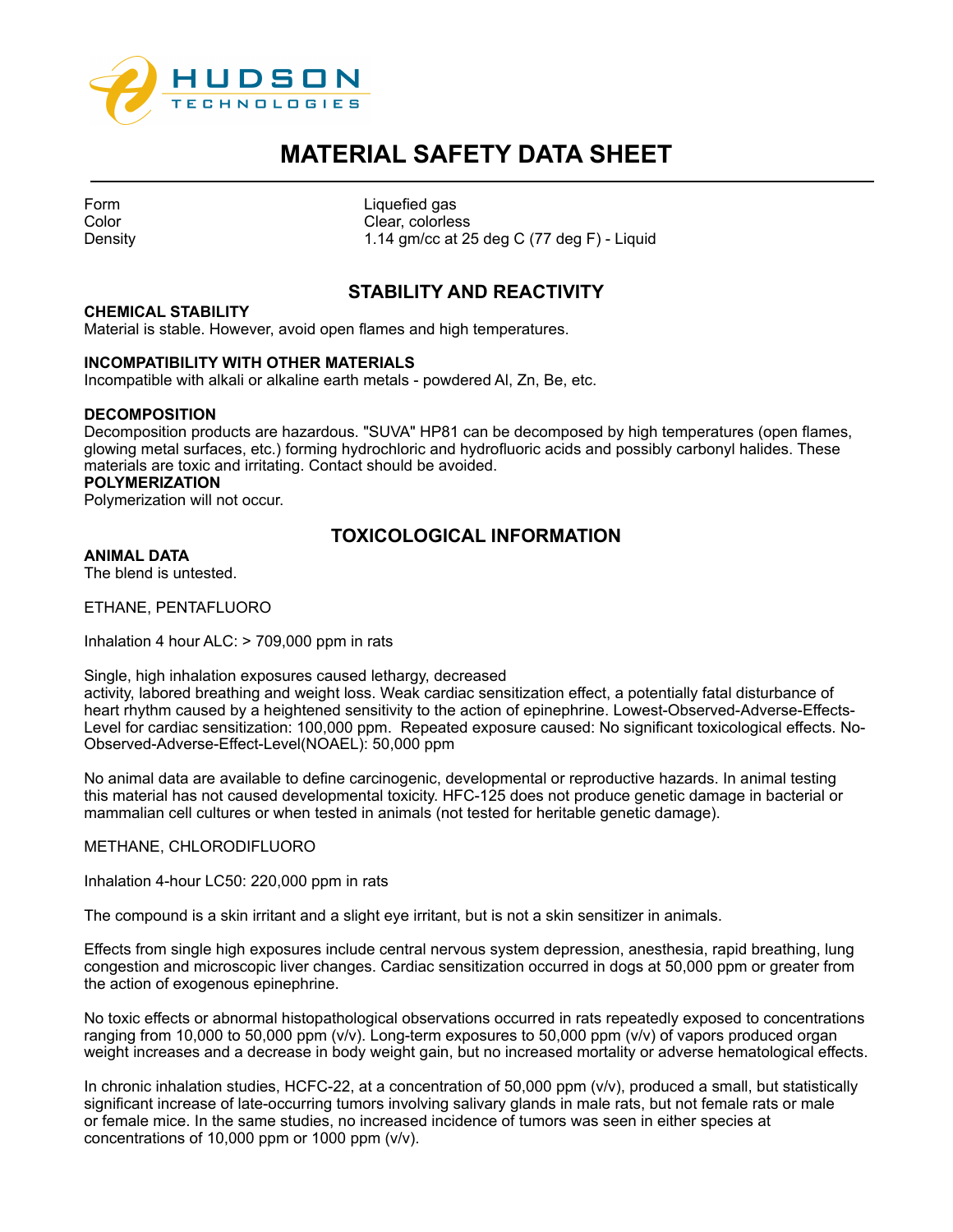# MATERIAL SAFETY DATA SHEET

| | |
|---|---|
| Form | Liquefied gas |
| Color | Clear, colorless |
| Density | 1.14 gm/cc at 25 deg C (77 deg F) - Liquid |

## STABILITY AND REACTIVITY

**CHEMICAL STABILITY**
Material is stable. However, avoid open flames and high temperatures.

**INCOMPATIBILITY WITH OTHER MATERIALS**
Incompatible with alkali or alkaline earth metals - powdered Al, Zn, Be, etc.

**DECOMPOSITION**
Decomposition products are hazardous. "SUVA" HP81 can be decomposed by high temperatures (open flames, glowing metal surfaces, etc.) forming hydrochloric and hydrofluoric acids and possibly carbonyl halides. These materials are toxic and irritating. Contact should be avoided.

**POLYMERIZATION**
Polymerization will not occur.

## TOXICOLOGICAL INFORMATION

**ANIMAL DATA**
The blend is untested.

ETHANE, PENTAFLUORO

Inhalation 4 hour ALC: > 709,000 ppm in rats

Single, high inhalation exposures caused lethargy, decreased activity, labored breathing and weight loss. Weak cardiac sensitization effect, a potentially fatal disturbance of heart rhythm caused by a heightened sensitivity to the action of epinephrine. Lowest-Observed-Adverse-Effects-Level for cardiac sensitization: 100,000 ppm. Repeated exposure caused: No significant toxicological effects. No-Observed-Adverse-Effect-Level(NOAEL): 50,000 ppm

No animal data are available to define carcinogenic, developmental or reproductive hazards. In animal testing this material has not caused developmental toxicity. HFC-125 does not produce genetic damage in bacterial or mammalian cell cultures or when tested in animals (not tested for heritable genetic damage).

METHANE, CHLORODIFLUORO

Inhalation 4-hour LC50: 220,000 ppm in rats

The compound is a skin irritant and a slight eye irritant, but is not a skin sensitizer in animals.

Effects from single high exposures include central nervous system depression, anesthesia, rapid breathing, lung congestion and microscopic liver changes. Cardiac sensitization occurred in dogs at 50,000 ppm or greater from the action of exogenous epinephrine.

No toxic effects or abnormal histopathological observations occurred in rats repeatedly exposed to concentrations ranging from 10,000 to 50,000 ppm (v/v). Long-term exposures to 50,000 ppm (v/v) of vapors produced organ weight increases and a decrease in body weight gain, but no increased mortality or adverse hematological effects.

In chronic inhalation studies, HCFC-22, at a concentration of 50,000 ppm (v/v), produced a small, but statistically significant increase of late-occurring tumors involving salivary glands in male rats, but not female rats or male or female mice. In the same studies, no increased incidence of tumors was seen in either species at concentrations of 10,000 ppm or 1000 ppm (v/v).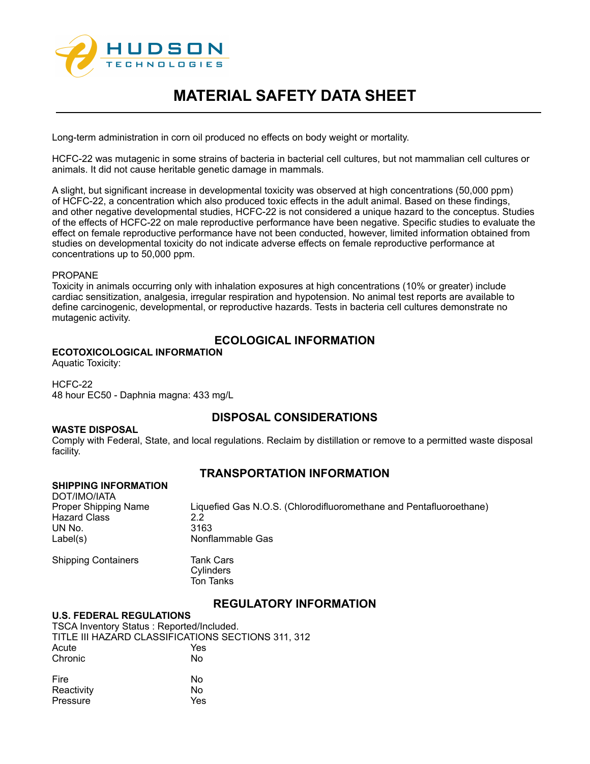Long-term administration in corn oil produced no effects on body weight or mortality.

HCFC-22 was mutagenic in some strains of bacteria in bacterial cell cultures, but not mammalian cell cultures or animals. It did not cause heritable genetic damage in mammals.

A slight, but significant increase in developmental toxicity was observed at high concentrations (50,000 ppm) of HCFC-22, a concentration which also produced toxic effects in the adult animal. Based on these findings, and other negative developmental studies, HCFC-22 is not considered a unique hazard to the conceptus. Studies of the effects of HCFC-22 on male reproductive performance have been negative. Specific studies to evaluate the effect on female reproductive performance have not been conducted, however, limited information obtained from studies on developmental toxicity do not indicate adverse effects on female reproductive performance at concentrations up to 50,000 ppm.

PROPANE
Toxicity in animals occurring only with inhalation exposures at high concentrations (10% or greater) include cardiac sensitization, analgesia, irregular respiration and hypotension. No animal test reports are available to define carcinogenic, developmental, or reproductive hazards. Tests in bacteria cell cultures demonstrate no mutagenic activity.

## ECOLOGICAL INFORMATION

**ECOTOXICOLOGICAL INFORMATION**
Aquatic Toxicity:

HCFC-22
48 hour EC50 - Daphnia magna: 433 mg/L

## DISPOSAL CONSIDERATIONS

**WASTE DISPOSAL**
Comply with Federal, State, and local regulations. Reclaim by distillation or remove to a permitted waste disposal facility.

## TRANSPORTATION INFORMATION

**SHIPPING INFORMATION**
DOT/IMO/IATA

| | |
|---|---|
| Proper Shipping Name | Liquefied Gas N.O.S. (Chlorodifluoromethane and Pentafluoroethane) |
| Hazard Class | 2.2 |
| UN No. | 3163 |
| Label(s) | Nonflammable Gas |
| Shipping Containers | Tank Cars<br>Cylinders<br>Ton Tanks |

## REGULATORY INFORMATION

**U.S. FEDERAL REGULATIONS**
TSCA Inventory Status : Reported/Included.
TITLE III HAZARD CLASSIFICATIONS SECTIONS 311, 312

| | |
|---|---|
| Acute | Yes |
| Chronic | No |
| Fire | No |
| Reactivity | No |
| Pressure | Yes |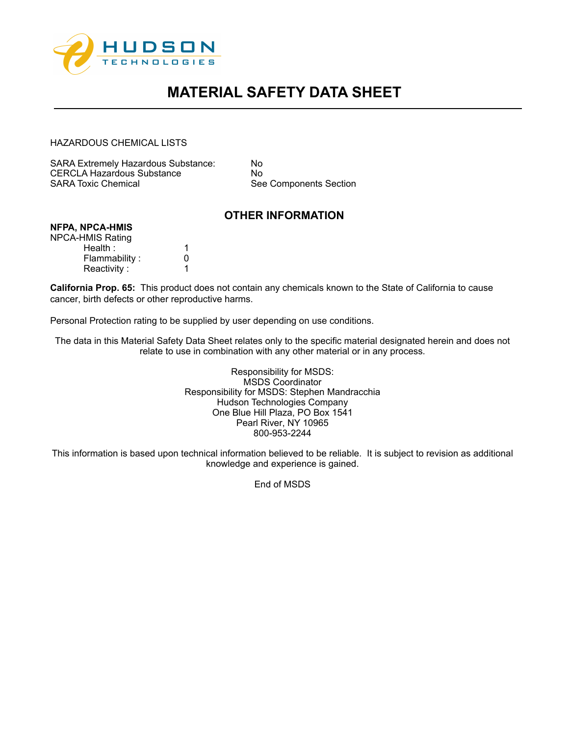# MATERIAL SAFETY DATA SHEET

HAZARDOUS CHEMICAL LISTS

| | |
|---|---|
| SARA Extremely Hazardous Substance: | No |
| CERCLA Hazardous Substance | No |
| SARA Toxic Chemical | See Components Section |

## OTHER INFORMATION

**NFPA, NPCA-HMIS**

NPCA-HMIS Rating

| | |
|---|---|
| Health : | 1 |
| Flammability : | 0 |
| Reactivity : | 1 |

**California Prop. 65:** This product does not contain any chemicals known to the State of California to cause cancer, birth defects or other reproductive harms.

Personal Protection rating to be supplied by user depending on use conditions.

The data in this Material Safety Data Sheet relates only to the specific material designated herein and does not relate to use in combination with any other material or in any process.

Responsibility for MSDS:
MSDS Coordinator
Responsibility for MSDS: Stephen Mandracchia
Hudson Technologies Company
One Blue Hill Plaza, PO Box 1541
Pearl River, NY 10965
800-953-2244

This information is based upon technical information believed to be reliable. It is subject to revision as additional knowledge and experience is gained.

End of MSDS